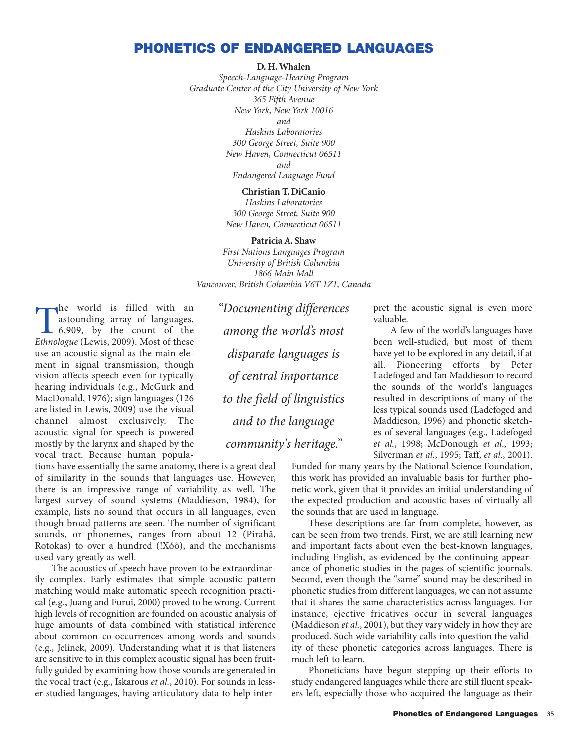# PHONETICS OF ENDANGERED LANGUAGES

**D. H. Whalen**

*Speech-Language-Hearing Program*
*Graduate Center of the City University of New York*
*365 Fifth Avenue*
*New York, New York 10016*
*and*
*Haskins Laboratories*
*300 George Street, Suite 900*
*New Haven, Connecticut 06511*
*and*
*Endangered Language Fund*

**Christian T. DiCanio**

*Haskins Laboratories*
*300 George Street, Suite 900*
*New Haven, Connecticut 06511*

**Patricia A. Shaw**

*First Nations Languages Program*
*University of British Columbia*
*1866 Main Mall*
*Vancouver, British Columbia V6T 1Z1, Canada*

> *"Documenting differences among the world's most disparate languages is of central importance to the field of linguistics and to the language community's heritage."*

The world is filled with an astounding array of languages, 6,909, by the count of the *Ethnologue* (Lewis, 2009). Most of these use an acoustic signal as the main element in signal transmission, though vision affects speech even for typically hearing individuals (e.g., McGurk and MacDonald, 1976); sign languages (126 are listed in Lewis, 2009) use the visual channel almost exclusively. The acoustic signal for speech is powered mostly by the larynx and shaped by the vocal tract. Because human populations have essentially the same anatomy, there is a great deal of similarity in the sounds that languages use. However, there is an impressive range of variability as well. The largest survey of sound systems (Maddieson, 1984), for example, lists no sound that occurs in all languages, even though broad patterns are seen. The number of significant sounds, or phonemes, ranges from about 12 (Pirahã, Rotokas) to over a hundred (!Xóõ), and the mechanisms used vary greatly as well.

The acoustics of speech have proven to be extraordinarily complex. Early estimates that simple acoustic pattern matching would make automatic speech recognition practical (e.g., Juang and Furui, 2000) proved to be wrong. Current high levels of recognition are founded on acoustic analysis of huge amounts of data combined with statistical inference about common co-occurrences among words and sounds (e.g., Jelinek, 2009). Understanding what it is that listeners are sensitive to in this complex acoustic signal has been fruitfully guided by examining how those sounds are generated in the vocal tract (e.g., Iskarous *et al.*, 2010). For sounds in lesser-studied languages, having articulatory data to help interpret the acoustic signal is even more valuable.

A few of the world's languages have been well-studied, but most of them have yet to be explored in any detail, if at all. Pioneering efforts by Peter Ladefoged and Ian Maddieson to record the sounds of the world's languages resulted in descriptions of many of the less typical sounds used (Ladefoged and Maddieson, 1996) and phonetic sketches of several languages (e.g., Ladefoged *et al.*, 1998; McDonough *et al.*, 1993; Silverman *et al.*, 1995; Taff, *et al.*, 2001). Funded for many years by the National Science Foundation, this work has provided an invaluable basis for further phonetic work, given that it provides an initial understanding of the expected production and acoustic bases of virtually all the sounds that are used in language.

These descriptions are far from complete, however, as can be seen from two trends. First, we are still learning new and important facts about even the best-known languages, including English, as evidenced by the continuing appearance of phonetic studies in the pages of scientific journals. Second, even though the "same" sound may be described in phonetic studies from different languages, we can not assume that it shares the same characteristics across languages. For instance, ejective fricatives occur in several languages (Maddieson *et al.*, 2001), but they vary widely in how they are produced. Such wide variability calls into question the validity of these phonetic categories across languages. There is much left to learn.

Phoneticians have begun stepping up their efforts to study endangered languages while there are still fluent speakers left, especially those who acquired the language as their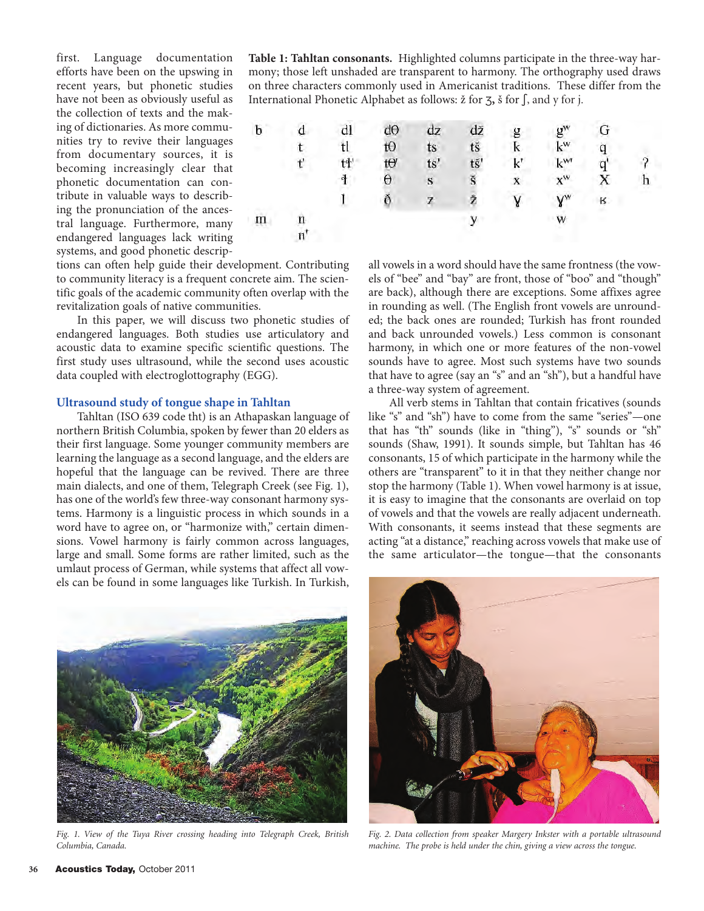first. Language documentation efforts have been on the upswing in recent years, but phonetic studies have not been as obviously useful as the collection of texts and the making of dictionaries. As more communities try to revive their languages from documentary sources, it is becoming increasingly clear that phonetic documentation can contribute in valuable ways to describing the pronunciation of the ancestral language. Furthermore, many endangered languages lack writing systems, and good phonetic descriptions can often help guide their development. Contributing to community literacy is a frequent concrete aim. The scientific goals of the academic community often overlap with the revitalization goals of native communities.

In this paper, we will discuss two phonetic studies of endangered languages. Both studies use articulatory and acoustic data to examine specific scientific questions. The first study uses ultrasound, while the second uses acoustic data coupled with electroglottography (EGG).

## Ultrasound study of tongue shape in Tahltan

Tahltan (ISO 639 code tht) is an Athapaskan language of northern British Columbia, spoken by fewer than 20 elders as their first language. Some younger community members are learning the language as a second language, and the elders are hopeful that the language can be revived. There are three main dialects, and one of them, Telegraph Creek (see Fig. 1), has one of the world's few three-way consonant harmony systems. Harmony is a linguistic process in which sounds in a word have to agree on, or "harmonize with," certain dimensions. Vowel harmony is fairly common across languages, large and small. Some forms are rather limited, such as the umlaut process of German, while systems that affect all vowels can be found in some languages like Turkish. In Turkish, all vowels in a word should have the same frontness (the vowels of "bee" and "bay" are front, those of "boo" and "though" are back), although there are exceptions. Some affixes agree in rounding as well. (The English front vowels are unrounded; the back ones are rounded; Turkish has front rounded and back unrounded vowels.) Less common is consonant harmony, in which one or more features of the non-vowel sounds have to agree. Most such systems have two sounds that have to agree (say an "s" and an "sh"), but a handful have a three-way system of agreement.

**Table 1: Tahltan consonants.** Highlighted columns participate in the three-way harmony; those left unshaded are transparent to harmony. The orthography used draws on three characters commonly used in Americanist traditions. These differ from the International Phonetic Alphabet as follows: ž for ʒ, š for ʃ, and y for j.

| | | | | | | | | | |
|---|---|---|---|---|---|---|---|---|---|
| b | d | dl | dθ | dz | dž | g | gʷ | G | |
| | t | tl | tθ | ts | tš | k | kʷ | q | |
| | t' | tɬ' | tθ' | ts' | tš' | k' | kʷ' | q' | ʔ |
| | | ɬ | θ | s | š | x | xʷ | X | h |
| | | l | ð | z | ž | ɣ | ɣʷ | ʁ | |
| m | n | | | | y | | w | | |
| | n' | | | | | | | | |

All verb stems in Tahltan that contain fricatives (sounds like "s" and "sh") have to come from the same "series"—one that has "th" sounds (like in "thing"), "s" sounds or "sh" sounds (Shaw, 1991). It sounds simple, but Tahltan has 46 consonants, 15 of which participate in the harmony while the others are "transparent" to it in that they neither change nor stop the harmony (Table 1). When vowel harmony is at issue, it is easy to imagine that the consonants are overlaid on top of vowels and that the vowels are really adjacent underneath. With consonants, it seems instead that these segments are acting "at a distance," reaching across vowels that make use of the same articulator—the tongue—that the consonants

*Fig. 1. View of the Tuya River crossing heading into Telegraph Creek, British Columbia, Canada.*

*Fig. 2. Data collection from speaker Margery Inkster with a portable ultrasound machine. The probe is held under the chin, giving a view across the tongue.*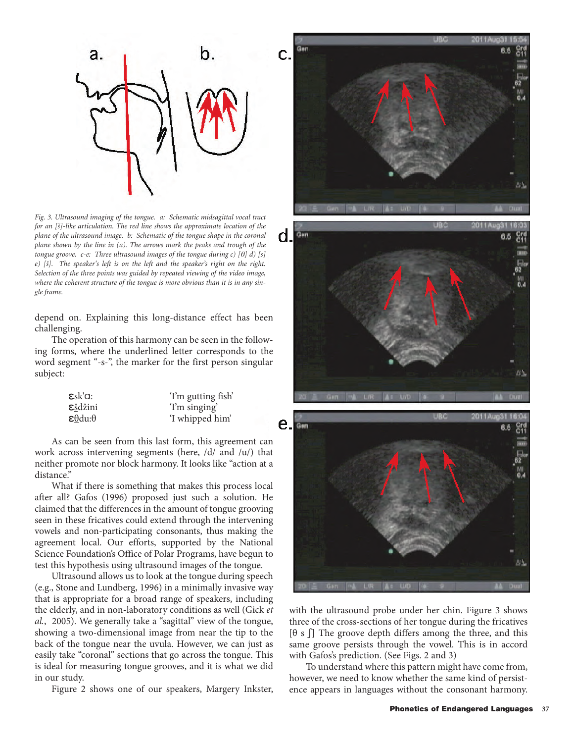Fig. 3. Ultrasound imaging of the tongue. a: Schematic midsagittal vocal tract for an [š]-like articulation. The red line shows the approximate location of the plane of the ultrasound image. b: Schematic of the tongue shape in the coronal plane shown by the line in (a). The arrows mark the peaks and trough of the tongue groove. c-e: Three ultrasound images of the tongue during c) [θ] d) [s] e) [š]. The speaker's left is on the left and the speaker's right on the right. Selection of the three points was guided by repeated viewing of the video image, where the coherent structure of the tongue is more obvious than it is in any single frame.

depend on. Explaining this long-distance effect has been challenging.

The operation of this harmony can be seen in the following forms, where the underlined letter corresponds to the word segment "-s-", the marker for the first person singular subject:

| | |
|---|---|
| εsk'ɑ: | 'I'm gutting fish' |
| εšdžini | 'I'm singing' |
| εθdu:θ | 'I whipped him' |

As can be seen from this last form, this agreement can work across intervening segments (here, /d/ and /u/) that neither promote nor block harmony. It looks like "action at a distance."

What if there is something that makes this process local after all? Gafos (1996) proposed just such a solution. He claimed that the differences in the amount of tongue grooving seen in these fricatives could extend through the intervening vowels and non-participating consonants, thus making the agreement local. Our efforts, supported by the National Science Foundation's Office of Polar Programs, have begun to test this hypothesis using ultrasound images of the tongue.

Ultrasound allows us to look at the tongue during speech (e.g., Stone and Lundberg, 1996) in a minimally invasive way that is appropriate for a broad range of speakers, including the elderly, and in non-laboratory conditions as well (Gick *et al.*, 2005). We generally take a "sagittal" view of the tongue, showing a two-dimensional image from near the tip to the back of the tongue near the uvula. However, we can just as easily take "coronal" sections that go across the tongue. This is ideal for measuring tongue grooves, and it is what we did in our study.

Figure 2 shows one of our speakers, Margery Inkster, with the ultrasound probe under her chin. Figure 3 shows three of the cross-sections of her tongue during the fricatives [θ s ʃ] The groove depth differs among the three, and this same groove persists through the vowel. This is in accord with Gafos's prediction. (See Figs. 2 and 3)

To understand where this pattern might have come from, however, we need to know whether the same kind of persistence appears in languages without the consonant harmony.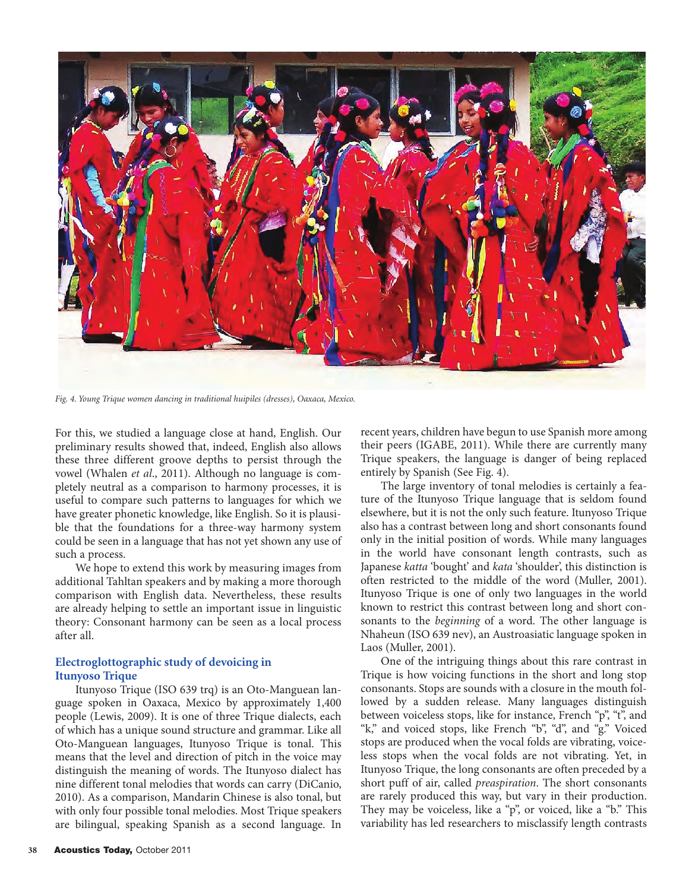*Fig. 4. Young Trique women dancing in traditional huipiles (dresses), Oaxaca, Mexico.*

For this, we studied a language close at hand, English. Our preliminary results showed that, indeed, English also allows these three different groove depths to persist through the vowel (Whalen *et al*., 2011). Although no language is completely neutral as a comparison to harmony processes, it is useful to compare such patterns to languages for which we have greater phonetic knowledge, like English. So it is plausible that the foundations for a three-way harmony system could be seen in a language that has not yet shown any use of such a process.

We hope to extend this work by measuring images from additional Tahltan speakers and by making a more thorough comparison with English data. Nevertheless, these results are already helping to settle an important issue in linguistic theory: Consonant harmony can be seen as a local process after all.

## Electroglottographic study of devoicing in Itunyoso Trique

Itunyoso Trique (ISO 639 trq) is an Oto-Manguean language spoken in Oaxaca, Mexico by approximately 1,400 people (Lewis, 2009). It is one of three Trique dialects, each of which has a unique sound structure and grammar. Like all Oto-Manguean languages, Itunyoso Trique is tonal. This means that the level and direction of pitch in the voice may distinguish the meaning of words. The Itunyoso dialect has nine different tonal melodies that words can carry (DiCanio, 2010). As a comparison, Mandarin Chinese is also tonal, but with only four possible tonal melodies. Most Trique speakers are bilingual, speaking Spanish as a second language. In recent years, children have begun to use Spanish more among their peers (IGABE, 2011). While there are currently many Trique speakers, the language is danger of being replaced entirely by Spanish (See Fig. 4).

The large inventory of tonal melodies is certainly a feature of the Itunyoso Trique language that is seldom found elsewhere, but it is not the only such feature. Itunyoso Trique also has a contrast between long and short consonants found only in the initial position of words. While many languages in the world have consonant length contrasts, such as Japanese *katta* 'bought' and *kata* 'shoulder', this distinction is often restricted to the middle of the word (Muller, 2001). Itunyoso Trique is one of only two languages in the world known to restrict this contrast between long and short consonants to the *beginning* of a word. The other language is Nhaheun (ISO 639 nev), an Austroasiatic language spoken in Laos (Muller, 2001).

One of the intriguing things about this rare contrast in Trique is how voicing functions in the short and long stop consonants. Stops are sounds with a closure in the mouth followed by a sudden release. Many languages distinguish between voiceless stops, like for instance, French "p", "t", and "k," and voiced stops, like French "b", "d", and "g." Voiced stops are produced when the vocal folds are vibrating, voiceless stops when the vocal folds are not vibrating. Yet, in Itunyoso Trique, the long consonants are often preceded by a short puff of air, called *preaspiration*. The short consonants are rarely produced this way, but vary in their production. They may be voiceless, like a "p", or voiced, like a "b." This variability has led researchers to misclassify length contrasts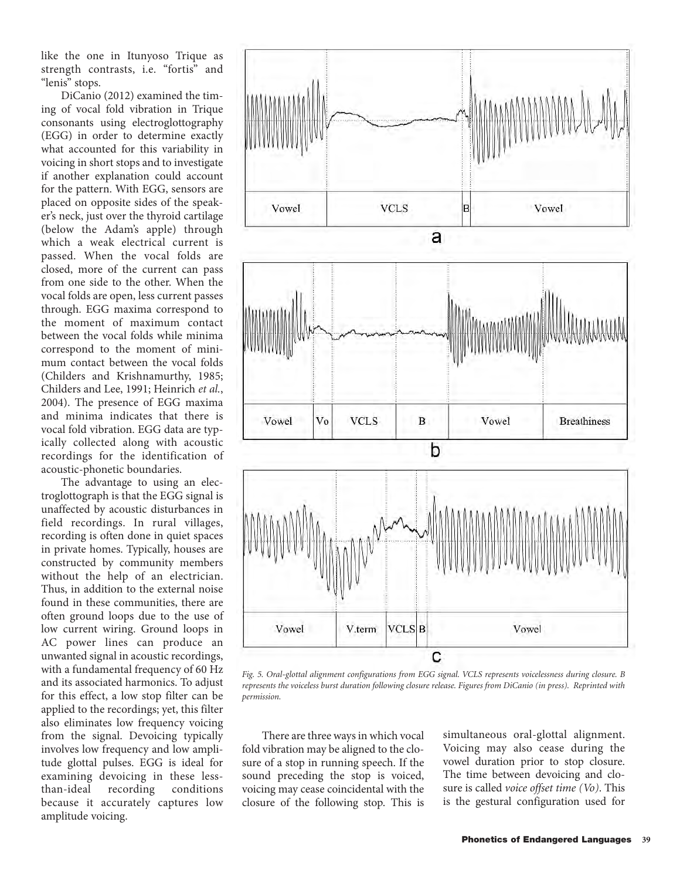like the one in Itunyoso Trique as strength contrasts, i.e. "fortis" and "lenis" stops.

DiCanio (2012) examined the timing of vocal fold vibration in Trique consonants using electroglottography (EGG) in order to determine exactly what accounted for this variability in voicing in short stops and to investigate if another explanation could account for the pattern. With EGG, sensors are placed on opposite sides of the speaker's neck, just over the thyroid cartilage (below the Adam's apple) through which a weak electrical current is passed. When the vocal folds are closed, more of the current can pass from one side to the other. When the vocal folds are open, less current passes through. EGG maxima correspond to the moment of maximum contact between the vocal folds while minima correspond to the moment of minimum contact between the vocal folds (Childers and Krishnamurthy, 1985; Childers and Lee, 1991; Heinrich *et al.*, 2004). The presence of EGG maxima and minima indicates that there is vocal fold vibration. EGG data are typically collected along with acoustic recordings for the identification of acoustic-phonetic boundaries.

The advantage to using an electroglottograph is that the EGG signal is unaffected by acoustic disturbances in field recordings. In rural villages, recording is often done in quiet spaces in private homes. Typically, houses are constructed by community members without the help of an electrician. Thus, in addition to the external noise found in these communities, there are often ground loops due to the use of low current wiring. Ground loops in AC power lines can produce an unwanted signal in acoustic recordings, with a fundamental frequency of 60 Hz and its associated harmonics. To adjust for this effect, a low stop filter can be applied to the recordings; yet, this filter also eliminates low frequency voicing from the signal. Devoicing typically involves low frequency and low amplitude glottal pulses. EGG is ideal for examining devoicing in these less-than-ideal recording conditions because it accurately captures low amplitude voicing.

Vowel
VCLS
B
Vowel
a

Vowel
Vo
VCLS
B
Vowel
Breathiness
b

Vowel
V.term
VCLS
B
Vowel
c

*Fig. 5. Oral-glottal alignment configurations from EGG signal. VCLS represents voicelessness during closure. B represents the voiceless burst duration following closure release. Figures from DiCanio (in press). Reprinted with permission.*

There are three ways in which vocal fold vibration may be aligned to the closure of a stop in running speech. If the sound preceding the stop is voiced, voicing may cease coincidental with the closure of the following stop. This is simultaneous oral-glottal alignment. Voicing may also cease during the vowel duration prior to stop closure. The time between devoicing and closure is called *voice offset time (Vo)*. This is the gestural configuration used for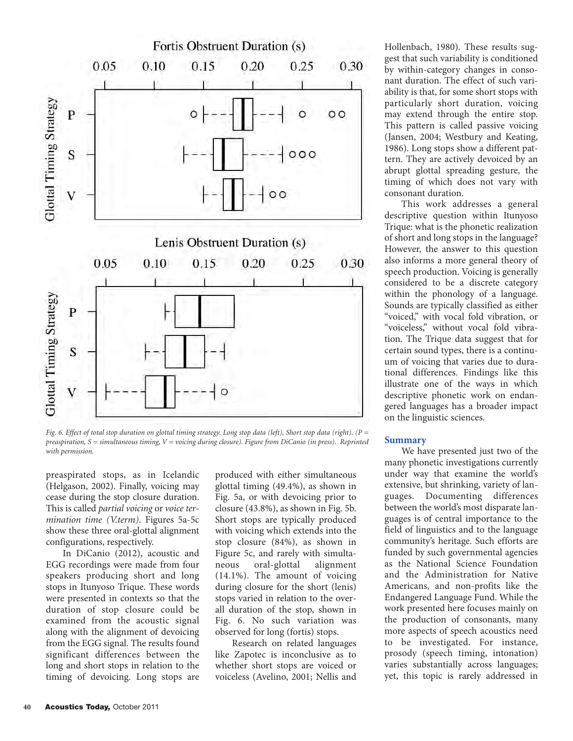Fortis Obstruent Duration (s)

0.05 0.10 0.15 0.20 0.25 0.30

Glottal Timing Strategy

P

S

V

Lenis Obstruent Duration (s)

0.05 0.10 0.15 0.20 0.25 0.30

Glottal Timing Strategy

P

S

V

*Fig. 6. Effect of total stop duration on glottal timing strategy. Long stop data (left), Short stop data (right). (P = preaspiration, S = simultaneous timing, V = voicing during closure). Figure from DiCanio (in press). Reprinted with permission.*

preaspirated stops, as in Icelandic (Helgason, 2002). Finally, voicing may cease during the stop closure duration. This is called *partial voicing* or *voice termination time (V.term)*. Figures 5a-5c show these three oral-glottal alignment configurations, respectively.

In DiCanio (2012), acoustic and EGG recordings were made from four speakers producing short and long stops in Itunyoso Trique. These words were presented in contexts so that the duration of stop closure could be examined from the acoustic signal along with the alignment of devoicing from the EGG signal. The results found significant differences between the long and short stops in relation to the timing of devoicing. Long stops are produced with either simultaneous glottal timing (49.4%), as shown in Fig. 5a, or with devoicing prior to closure (43.8%), as shown in Fig. 5b. Short stops are typically produced with voicing which extends into the stop closure (84%), as shown in Figure 5c, and rarely with simultaneous oral-glottal alignment (14.1%). The amount of voicing during closure for the short (lenis) stops varied in relation to the overall duration of the stop, shown in Fig. 6. No such variation was observed for long (fortis) stops.

Research on related languages like Zapotec is inconclusive as to whether short stops are voiced or voiceless (Avelino, 2001; Nellis and Hollenbach, 1980). These results suggest that such variability is conditioned by within-category changes in consonant duration. The effect of such variability is that, for some short stops with particularly short duration, voicing may extend through the entire stop. This pattern is called passive voicing (Jansen, 2004; Westbury and Keating, 1986). Long stops show a different pattern. They are actively devoiced by an abrupt glottal spreading gesture, the timing of which does not vary with consonant duration.

This work addresses a general descriptive question within Itunyoso Trique: what is the phonetic realization of short and long stops in the language? However, the answer to this question also informs a more general theory of speech production. Voicing is generally considered to be a discrete category within the phonology of a language. Sounds are typically classified as either "voiced," with vocal fold vibration, or "voiceless," without vocal fold vibration. The Trique data suggest that for certain sound types, there is a continuum of voicing that varies due to durational differences. Findings like this illustrate one of the ways in which descriptive phonetic work on endangered languages has a broader impact on the linguistic sciences.

## Summary

We have presented just two of the many phonetic investigations currently under way that examine the world's extensive, but shrinking, variety of languages. Documenting differences between the world's most disparate languages is of central importance to the field of linguistics and to the language community's heritage. Such efforts are funded by such governmental agencies as the National Science Foundation and the Administration for Native Americans, and non-profits like the Endangered Language Fund. While the work presented here focuses mainly on the production of consonants, many more aspects of speech acoustics need to be investigated. For instance, prosody (speech timing, intonation) varies substantially across languages; yet, this topic is rarely addressed in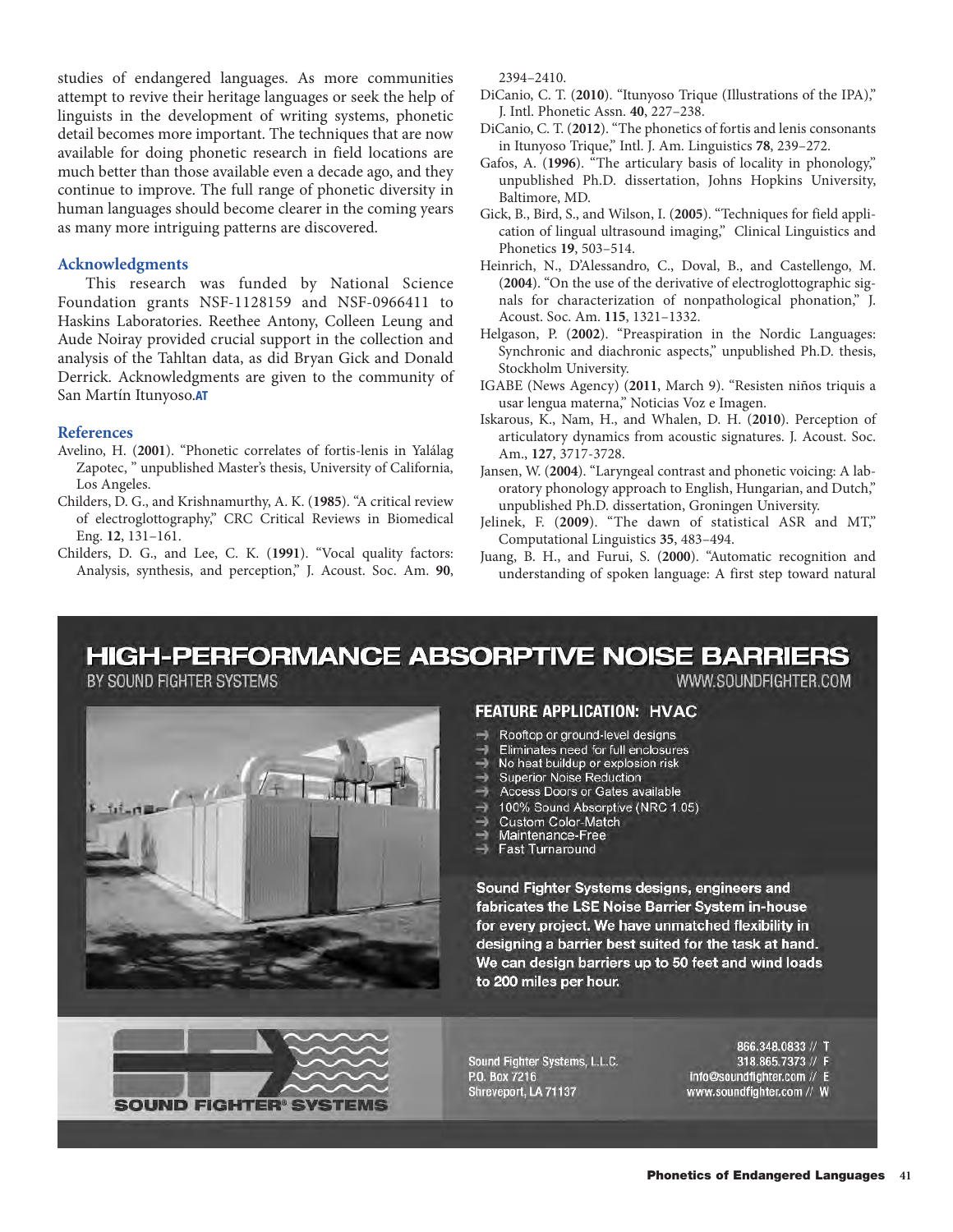studies of endangered languages. As more communities attempt to revive their heritage languages or seek the help of linguists in the development of writing systems, phonetic detail becomes more important. The techniques that are now available for doing phonetic research in field locations are much better than those available even a decade ago, and they continue to improve. The full range of phonetic diversity in human languages should become clearer in the coming years as many more intriguing patterns are discovered.

### Acknowledgments

This research was funded by National Science Foundation grants NSF-1128159 and NSF-0966411 to Haskins Laboratories. Reethee Antony, Colleen Leung and Aude Noiray provided crucial support in the collection and analysis of the Tahltan data, as did Bryan Gick and Donald Derrick. Acknowledgments are given to the community of San Martín Itunyoso.

### References

Avelino, H. (**2001**). "Phonetic correlates of fortis-lenis in Yalálag Zapotec, " unpublished Master's thesis, University of California, Los Angeles.

Childers, D. G., and Krishnamurthy, A. K. (**1985**). "A critical review of electroglottography," CRC Critical Reviews in Biomedical Eng. **12**, 131–161.

Childers, D. G., and Lee, C. K. (**1991**). "Vocal quality factors: Analysis, synthesis, and perception," J. Acoust. Soc. Am. **90**, 2394–2410.

DiCanio, C. T. (**2010**). "Itunyoso Trique (Illustrations of the IPA)," J. Intl. Phonetic Assn. **40**, 227–238.

DiCanio, C. T. (**2012**). "The phonetics of fortis and lenis consonants in Itunyoso Trique," Intl. J. Am. Linguistics **78**, 239–272.

Gafos, A. (**1996**). "The articulary basis of locality in phonology," unpublished Ph.D. dissertation, Johns Hopkins University, Baltimore, MD.

Gick, B., Bird, S., and Wilson, I. (**2005**). "Techniques for field application of lingual ultrasound imaging," Clinical Linguistics and Phonetics **19**, 503–514.

Heinrich, N., D'Alessandro, C., Doval, B., and Castellengo, M. (**2004**). "On the use of the derivative of electroglottographic signals for characterization of nonpathological phonation," J. Acoust. Soc. Am. **115**, 1321–1332.

Helgason, P. (**2002**). "Preaspiration in the Nordic Languages: Synchronic and diachronic aspects," unpublished Ph.D. thesis, Stockholm University.

IGABE (News Agency) (**2011**, March 9). "Resisten niños triquis a usar lengua materna," Noticias Voz e Imagen.

Iskarous, K., Nam, H., and Whalen, D. H. (**2010**). Perception of articulatory dynamics from acoustic signatures. J. Acoust. Soc. Am., **127**, 3717-3728.

Jansen, W. (**2004**). "Laryngeal contrast and phonetic voicing: A laboratory phonology approach to English, Hungarian, and Dutch," unpublished Ph.D. dissertation, Groningen University.

Jelinek, F. (**2009**). "The dawn of statistical ASR and MT," Computational Linguistics **35**, 483–494.

Juang, B. H., and Furui, S. (**2000**). "Automatic recognition and understanding of spoken language: A first step toward natural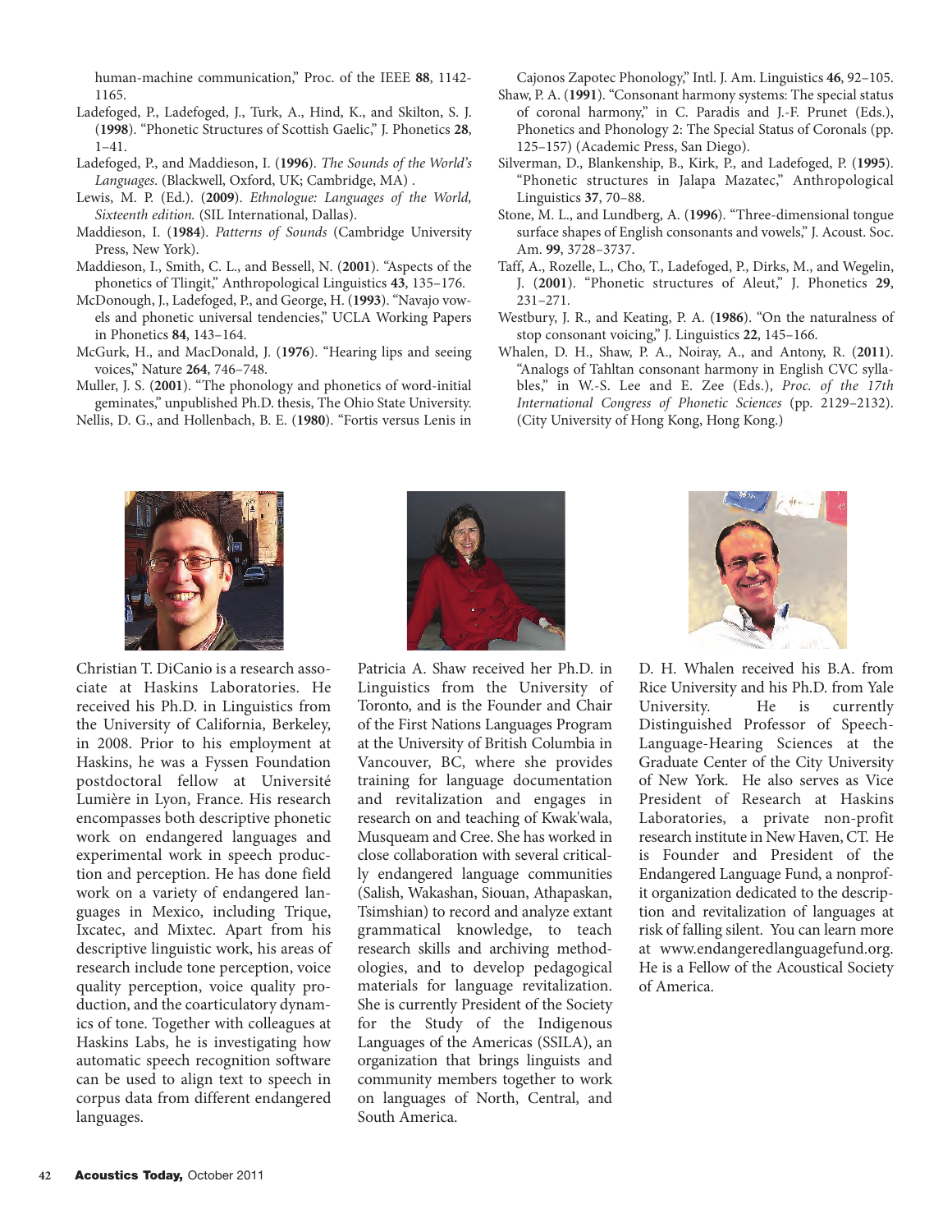human-machine communication," Proc. of the IEEE **88**, 1142-1165.

Ladefoged, P., Ladefoged, J., Turk, A., Hind, K., and Skilton, S. J. (**1998**). "Phonetic Structures of Scottish Gaelic," J. Phonetics **28**, 1–41.

Ladefoged, P., and Maddieson, I. (**1996**). *The Sounds of the World's Languages.* (Blackwell, Oxford, UK; Cambridge, MA) .

Lewis, M. P. (Ed.). (**2009**). *Ethnologue: Languages of the World, Sixteenth edition.* (SIL International, Dallas).

Maddieson, I. (**1984**). *Patterns of Sounds* (Cambridge University Press, New York).

Maddieson, I., Smith, C. L., and Bessell, N. (**2001**). "Aspects of the phonetics of Tlingit," Anthropological Linguistics **43**, 135–176.

McDonough, J., Ladefoged, P., and George, H. (**1993**). "Navajo vowels and phonetic universal tendencies," UCLA Working Papers in Phonetics **84**, 143–164.

McGurk, H., and MacDonald, J. (**1976**). "Hearing lips and seeing voices," Nature **264**, 746–748.

Muller, J. S. (**2001**). "The phonology and phonetics of word-initial geminates," unpublished Ph.D. thesis, The Ohio State University.

Nellis, D. G., and Hollenbach, B. E. (**1980**). "Fortis versus Lenis in Cajonos Zapotec Phonology," Intl. J. Am. Linguistics **46**, 92–105.

Shaw, P. A. (**1991**). "Consonant harmony systems: The special status of coronal harmony," in C. Paradis and J.-F. Prunet (Eds.), Phonetics and Phonology 2: The Special Status of Coronals (pp. 125–157) (Academic Press, San Diego).

Silverman, D., Blankenship, B., Kirk, P., and Ladefoged, P. (**1995**). "Phonetic structures in Jalapa Mazatec," Anthropological Linguistics **37**, 70–88.

Stone, M. L., and Lundberg, A. (**1996**). "Three-dimensional tongue surface shapes of English consonants and vowels," J. Acoust. Soc. Am. **99**, 3728–3737.

Taff, A., Rozelle, L., Cho, T., Ladefoged, P., Dirks, M., and Wegelin, J. (**2001**). "Phonetic structures of Aleut," J. Phonetics **29**, 231–271.

Westbury, J. R., and Keating, P. A. (**1986**). "On the naturalness of stop consonant voicing," J. Linguistics **22**, 145–166.

Whalen, D. H., Shaw, P. A., Noiray, A., and Antony, R. (**2011**). "Analogs of Tahltan consonant harmony in English CVC syllables," in W.-S. Lee and E. Zee (Eds.), *Proc. of the 17th International Congress of Phonetic Sciences* (pp. 2129–2132). (City University of Hong Kong, Hong Kong.)

Christian T. DiCanio is a research associate at Haskins Laboratories. He received his Ph.D. in Linguistics from the University of California, Berkeley, in 2008. Prior to his employment at Haskins, he was a Fyssen Foundation postdoctoral fellow at Université Lumière in Lyon, France. His research encompasses both descriptive phonetic work on endangered languages and experimental work in speech production and perception. He has done field work on a variety of endangered languages in Mexico, including Trique, Ixcatec, and Mixtec. Apart from his descriptive linguistic work, his areas of research include tone perception, voice quality perception, voice quality production, and the coarticulatory dynamics of tone. Together with colleagues at Haskins Labs, he is investigating how automatic speech recognition software can be used to align text to speech in corpus data from different endangered languages.

Patricia A. Shaw received her Ph.D. in Linguistics from the University of Toronto, and is the Founder and Chair of the First Nations Languages Program at the University of British Columbia in Vancouver, BC, where she provides training for language documentation and revitalization and engages in research on and teaching of Kwak'wala, Musqueam and Cree. She has worked in close collaboration with several critically endangered language communities (Salish, Wakashan, Siouan, Athapaskan, Tsimshian) to record and analyze extant grammatical knowledge, to teach research skills and archiving methodologies, and to develop pedagogical materials for language revitalization. She is currently President of the Society for the Study of the Indigenous Languages of the Americas (SSILA), an organization that brings linguists and community members together to work on languages of North, Central, and South America.

D. H. Whalen received his B.A. from Rice University and his Ph.D. from Yale University. He is currently Distinguished Professor of Speech-Language-Hearing Sciences at the Graduate Center of the City University of New York. He also serves as Vice President of Research at Haskins Laboratories, a private non-profit research institute in New Haven, CT. He is Founder and President of the Endangered Language Fund, a nonprofit organization dedicated to the description and revitalization of languages at risk of falling silent. You can learn more at www.endangeredlanguagefund.org. He is a Fellow of the Acoustical Society of America.